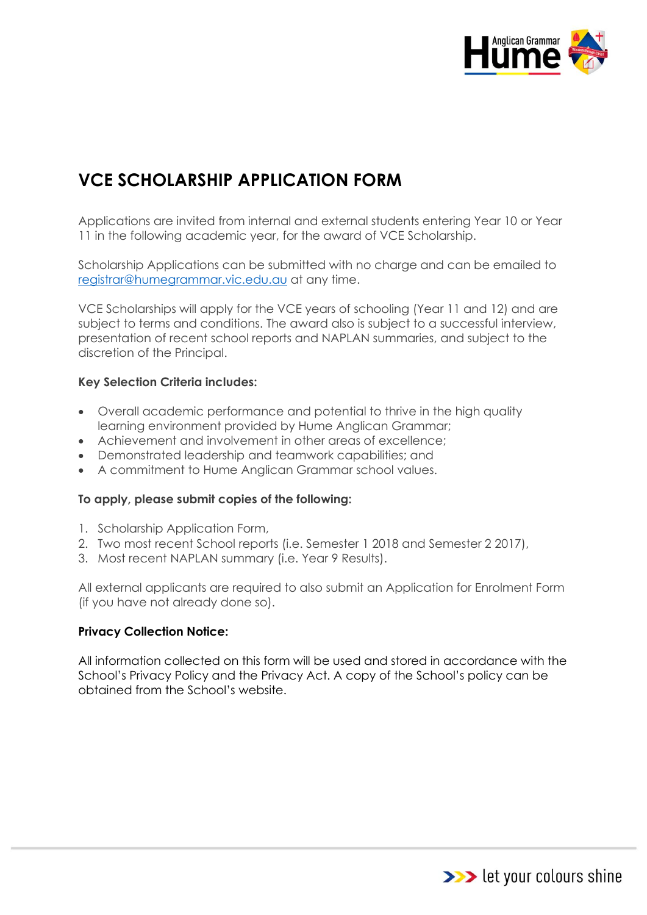# VCE SCHOLARSHIP APPLICATION FORM

Applications are invited from internal and external students entering Year 10 or Year 11 in the following academic year, for the award of VCE Scholarship.

Scholarship Applications can be submitted with no charge and can be emailed to registrar@humegrammar.vic.edu.au at any time.

VCE Scholarships will apply for the VCE years of schooling (Year 11 and 12) and are subject to terms and conditions. The award also is subject to a successful interview, presentation of recent school reports and NAPLAN summaries, and subject to the discretion of the Principal.

**Key Selection Criteria includes:**

- Overall academic performance and potential to thrive in the high quality learning environment provided by Hume Anglican Grammar;
- Achievement and involvement in other areas of excellence;
- Demonstrated leadership and teamwork capabilities; and
- A commitment to Hume Anglican Grammar school values.

**To apply, please submit copies of the following:**

1. Scholarship Application Form,
2. Two most recent School reports (i.e. Semester 1 2018 and Semester 2 2017),
3. Most recent NAPLAN summary (i.e. Year 9 Results).

All external applicants are required to also submit an Application for Enrolment Form (if you have not already done so).

**Privacy Collection Notice:**

All information collected on this form will be used and stored in accordance with the School's Privacy Policy and the Privacy Act. A copy of the School's policy can be obtained from the School's website.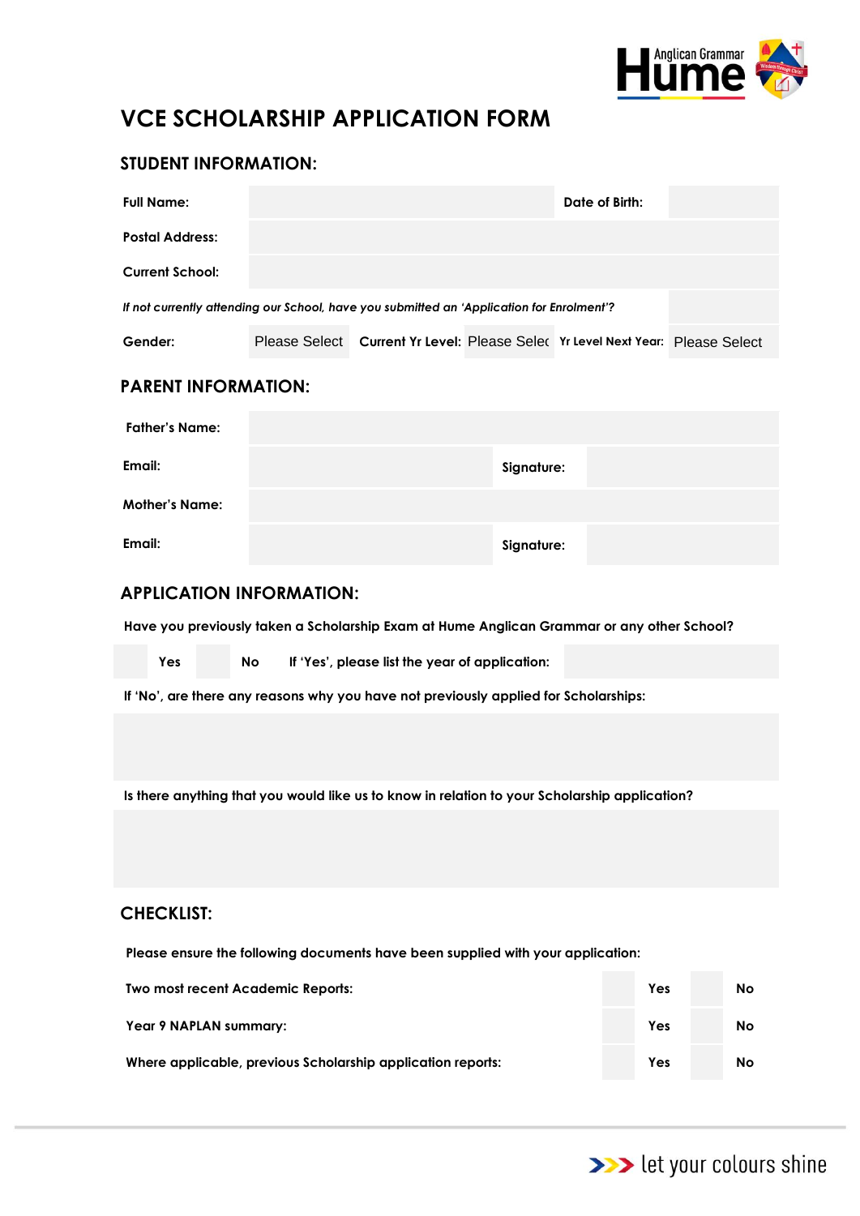Hume Anglican Grammar

# VCE SCHOLARSHIP APPLICATION FORM

## STUDENT INFORMATION:

| | | | |
|---|---|---|---|
| **Full Name:** | | **Date of Birth:** | |
| **Postal Address:** | | | |
| **Current School:** | | | |

***If not currently attending our School, have you submitted an 'Application for Enrolment'?***

| | | | | | |
|---|---|---|---|---|---|
| **Gender:** | Please Select | **Current Yr Level:** | Please Selec | **Yr Level Next Year:** | Please Select |

## PARENT INFORMATION:

| | | | |
|---|---|---|---|
| **Father's Name:** | | | |
| **Email:** | | **Signature:** | |
| **Mother's Name:** | | | |
| **Email:** | | **Signature:** | |

## APPLICATION INFORMATION:

**Have you previously taken a Scholarship Exam at Hume Anglican Grammar or any other School?**

**Yes** **No** **If 'Yes', please list the year of application:**

**If 'No', are there any reasons why you have not previously applied for Scholarships:**

**Is there anything that you would like us to know in relation to your Scholarship application?**

## CHECKLIST:

**Please ensure the following documents have been supplied with your application:**

| | | |
|---|---|---|
| **Two most recent Academic Reports:** | **Yes** | **No** |
| **Year 9 NAPLAN summary:** | **Yes** | **No** |
| **Where applicable, previous Scholarship application reports:** | **Yes** | **No** |

let your colours shine